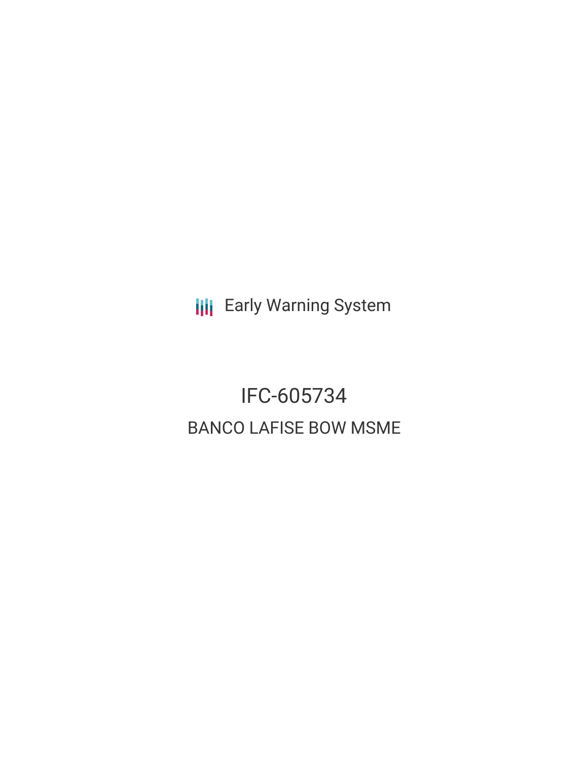Early Warning System

# IFC-605734

## BANCO LAFISE BOW MSME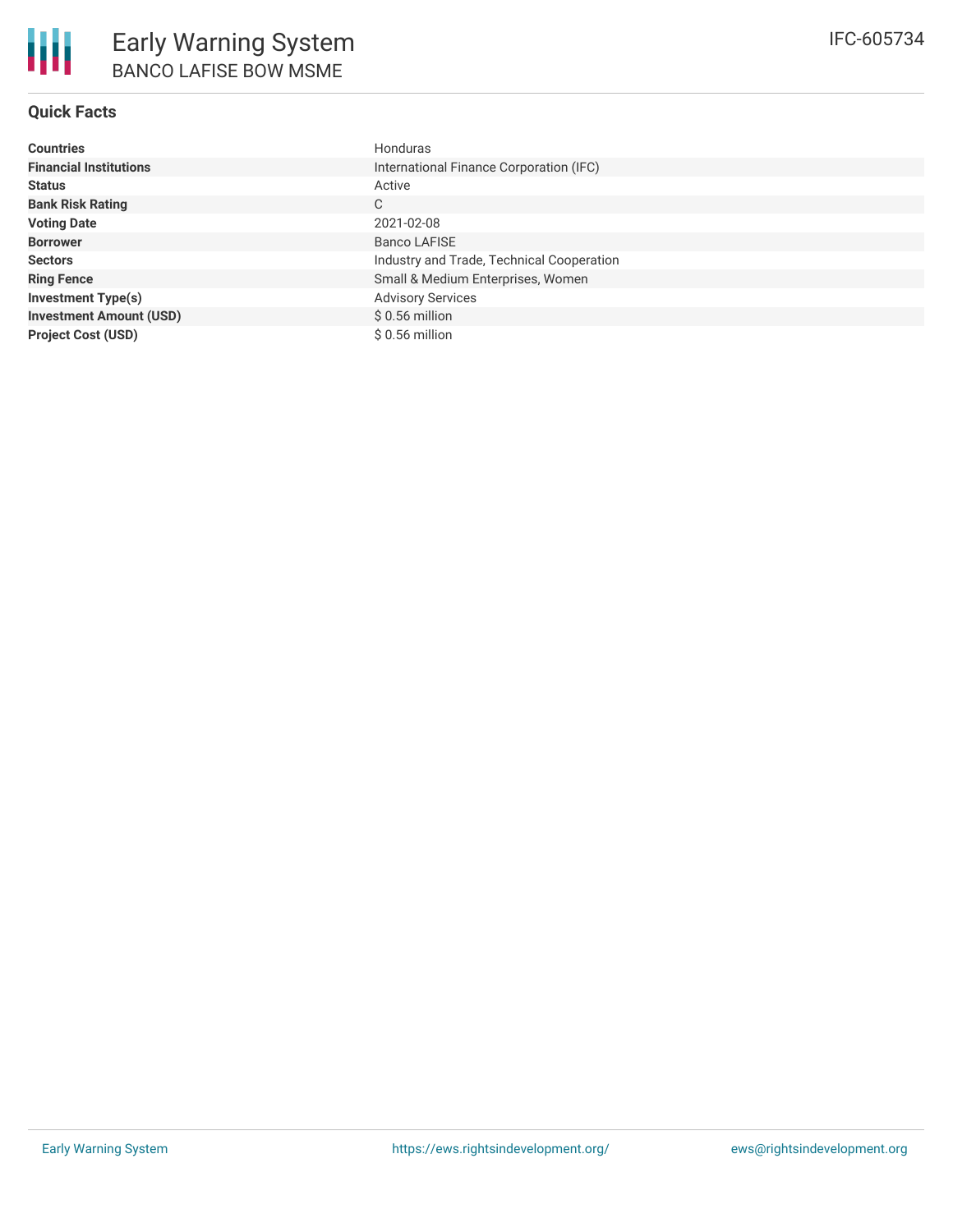# Early Warning System

## BANCO LAFISE BOW MSME

IFC-605734

### Quick Facts

| | |
|---|---|
| **Countries** | Honduras |
| **Financial Institutions** | International Finance Corporation (IFC) |
| **Status** | Active |
| **Bank Risk Rating** | C |
| **Voting Date** | 2021-02-08 |
| **Borrower** | Banco LAFISE |
| **Sectors** | Industry and Trade, Technical Cooperation |
| **Ring Fence** | Small & Medium Enterprises, Women |
| **Investment Type(s)** | Advisory Services |
| **Investment Amount (USD)** | $ 0.56 million |
| **Project Cost (USD)** | $ 0.56 million |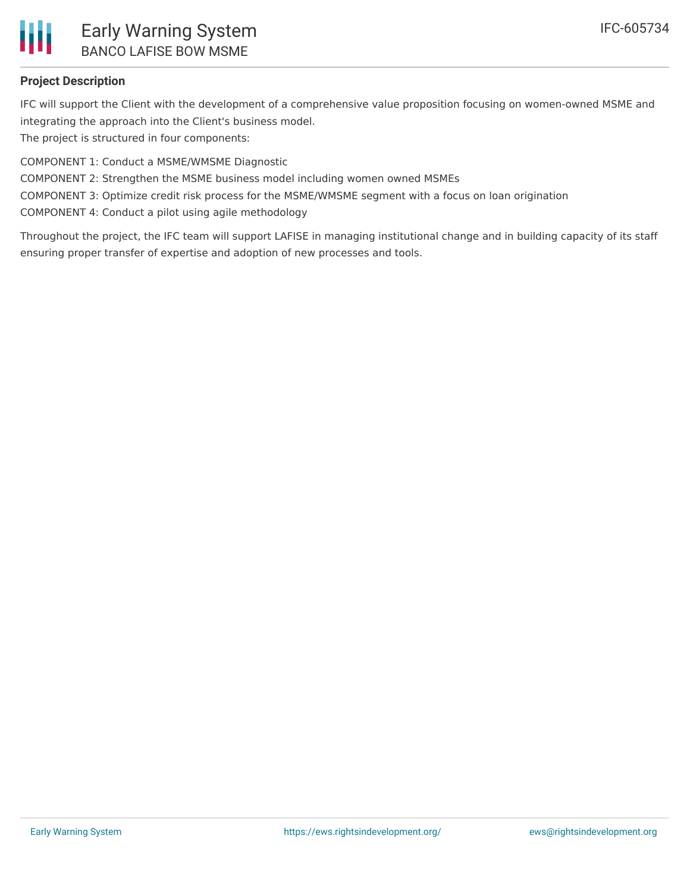## Project Description

IFC will support the Client with the development of a comprehensive value proposition focusing on women-owned MSME and integrating the approach into the Client's business model.
The project is structured in four components:

COMPONENT 1: Conduct a MSME/WMSME Diagnostic
COMPONENT 2: Strengthen the MSME business model including women owned MSMEs
COMPONENT 3: Optimize credit risk process for the MSME/WMSME segment with a focus on loan origination
COMPONENT 4: Conduct a pilot using agile methodology

Throughout the project, the IFC team will support LAFISE in managing institutional change and in building capacity of its staff ensuring proper transfer of expertise and adoption of new processes and tools.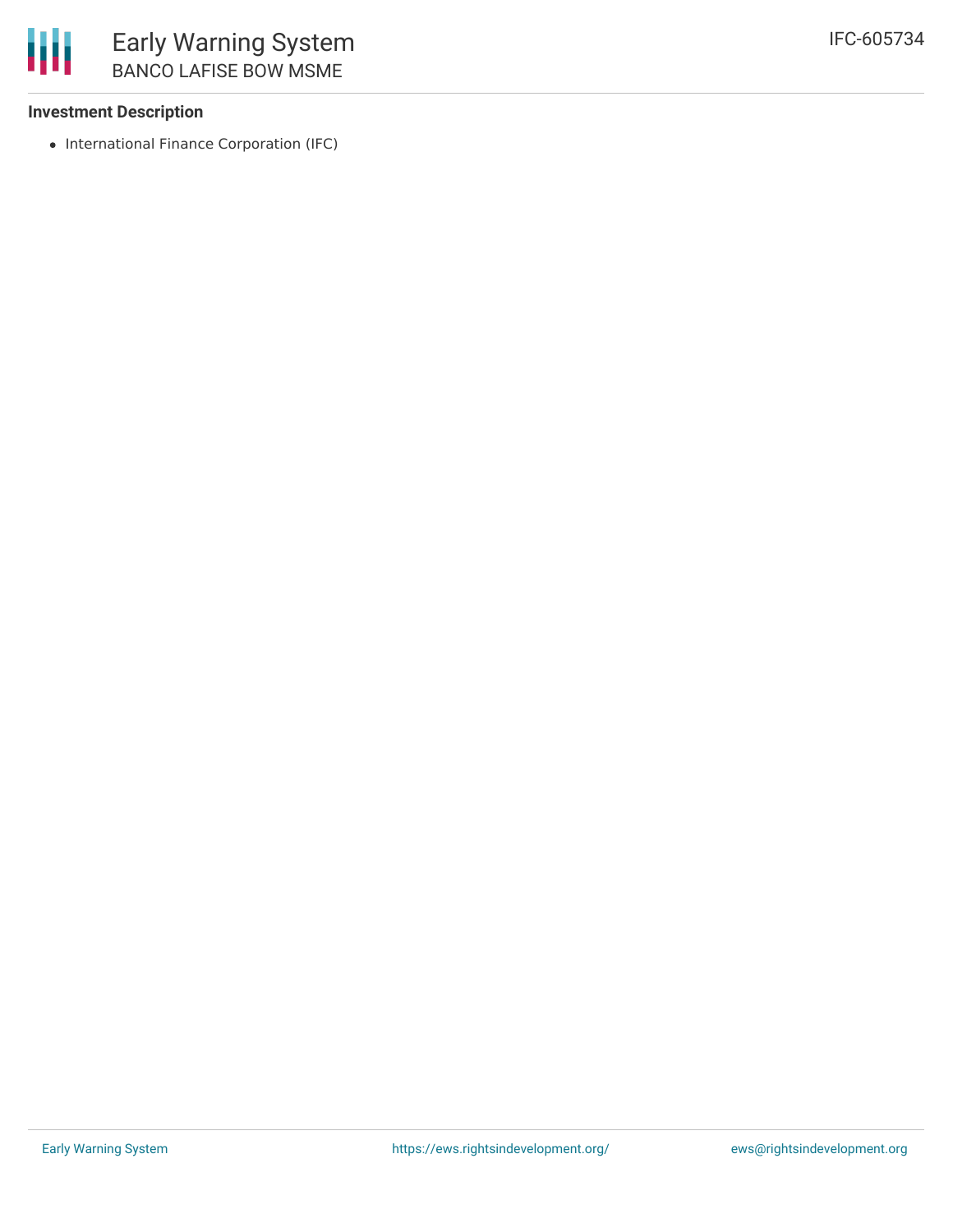### Investment Description

- International Finance Corporation (IFC)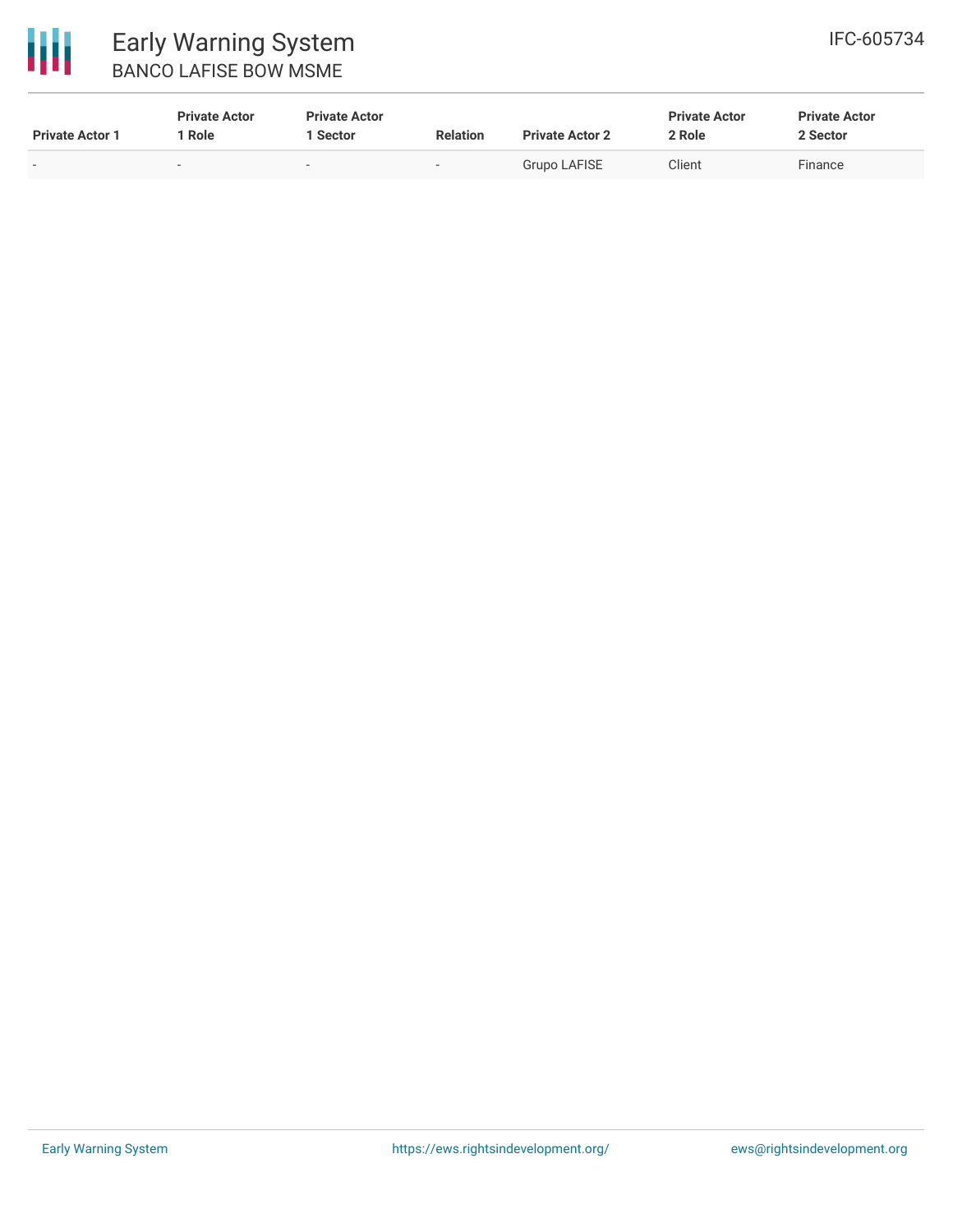| Private Actor 1 | Private Actor 1 Role | Private Actor 1 Sector | Relation | Private Actor 2 | Private Actor 2 Role | Private Actor 2 Sector |
|---|---|---|---|---|---|---|
| - | - | - | - | Grupo LAFISE | Client | Finance |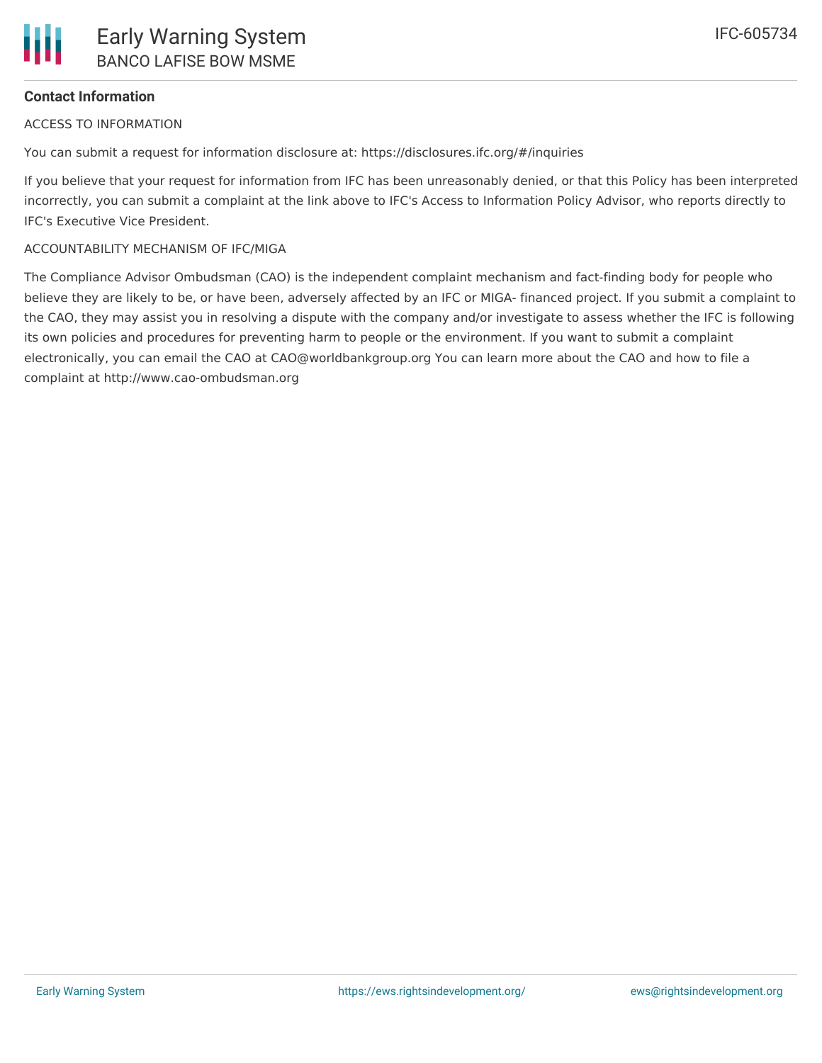### Contact Information

ACCESS TO INFORMATION

You can submit a request for information disclosure at: https://disclosures.ifc.org/#/inquiries

If you believe that your request for information from IFC has been unreasonably denied, or that this Policy has been interpreted incorrectly, you can submit a complaint at the link above to IFC's Access to Information Policy Advisor, who reports directly to IFC's Executive Vice President.

ACCOUNTABILITY MECHANISM OF IFC/MIGA

The Compliance Advisor Ombudsman (CAO) is the independent complaint mechanism and fact-finding body for people who believe they are likely to be, or have been, adversely affected by an IFC or MIGA- financed project. If you submit a complaint to the CAO, they may assist you in resolving a dispute with the company and/or investigate to assess whether the IFC is following its own policies and procedures for preventing harm to people or the environment. If you want to submit a complaint electronically, you can email the CAO at CAO@worldbankgroup.org You can learn more about the CAO and how to file a complaint at http://www.cao-ombudsman.org